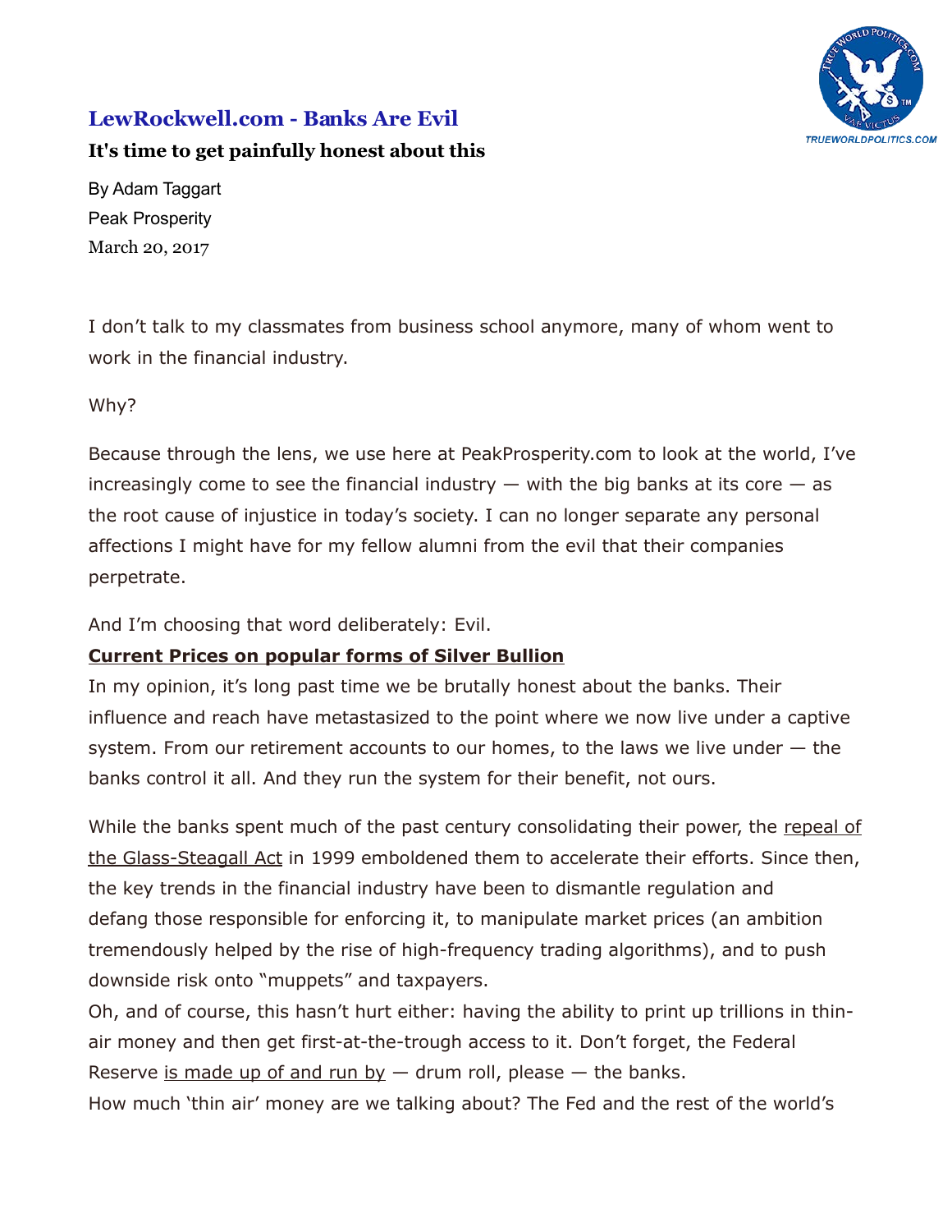## LewRockwell.com - Banks Are Evil

**It's time to get painfully honest about this**

By Adam Taggart
Peak Prosperity
March 20, 2017

I don't talk to my classmates from business school anymore, many of whom went to work in the financial industry.

Why?

Because through the lens, we use here at PeakProsperity.com to look at the world, I've increasingly come to see the financial industry — with the big banks at its core — as the root cause of injustice in today's society. I can no longer separate any personal affections I might have for my fellow alumni from the evil that their companies perpetrate.

And I'm choosing that word deliberately: Evil.

**Current Prices on popular forms of Silver Bullion**

In my opinion, it's long past time we be brutally honest about the banks. Their influence and reach have metastasized to the point where we now live under a captive system. From our retirement accounts to our homes, to the laws we live under — the banks control it all. And they run the system for their benefit, not ours.

While the banks spent much of the past century consolidating their power, the repeal of the Glass-Steagall Act in 1999 emboldened them to accelerate their efforts. Since then, the key trends in the financial industry have been to dismantle regulation and defang those responsible for enforcing it, to manipulate market prices (an ambition tremendously helped by the rise of high-frequency trading algorithms), and to push downside risk onto "muppets" and taxpayers.

Oh, and of course, this hasn't hurt either: having the ability to print up trillions in thin-air money and then get first-at-the-trough access to it. Don't forget, the Federal Reserve is made up of and run by — drum roll, please — the banks.

How much 'thin air' money are we talking about? The Fed and the rest of the world's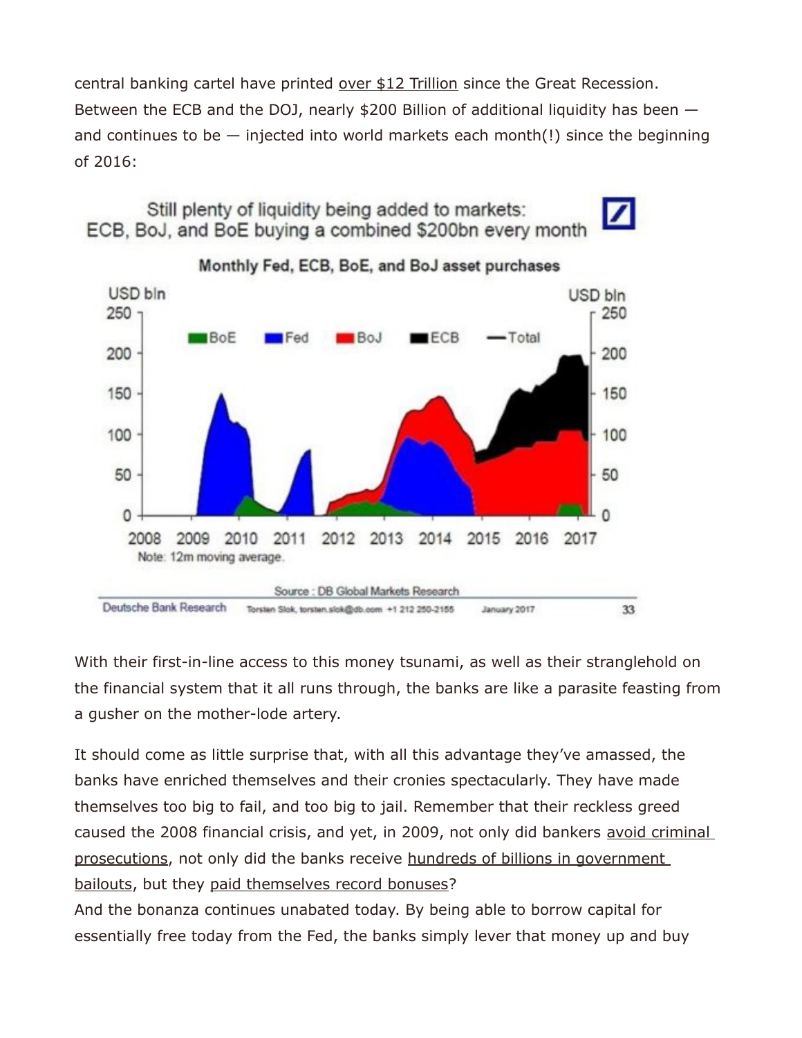central banking cartel have printed over $12 Trillion since the Great Recession. Between the ECB and the DOJ, nearly $200 Billion of additional liquidity has been — and continues to be — injected into world markets each month(!) since the beginning of 2016:

Still plenty of liquidity being added to markets: ECB, BoJ, and BoE buying a combined $200bn every month

**Monthly Fed, ECB, BoE, and BoJ asset purchases**

Note: 12m moving average.

Source : DB Global Markets Research

Deutsche Bank Research — Torsten Slok, torsten.slok@db.com +1 212 250-2155 — January 2017

With their first-in-line access to this money tsunami, as well as their stranglehold on the financial system that it all runs through, the banks are like a parasite feasting from a gusher on the mother-lode artery.

It should come as little surprise that, with all this advantage they've amassed, the banks have enriched themselves and their cronies spectacularly. They have made themselves too big to fail, and too big to jail. Remember that their reckless greed caused the 2008 financial crisis, and yet, in 2009, not only did bankers avoid criminal prosecutions, not only did the banks receive hundreds of billions in government bailouts, but they paid themselves record bonuses?

And the bonanza continues unabated today. By being able to borrow capital for essentially free today from the Fed, the banks simply lever that money up and buy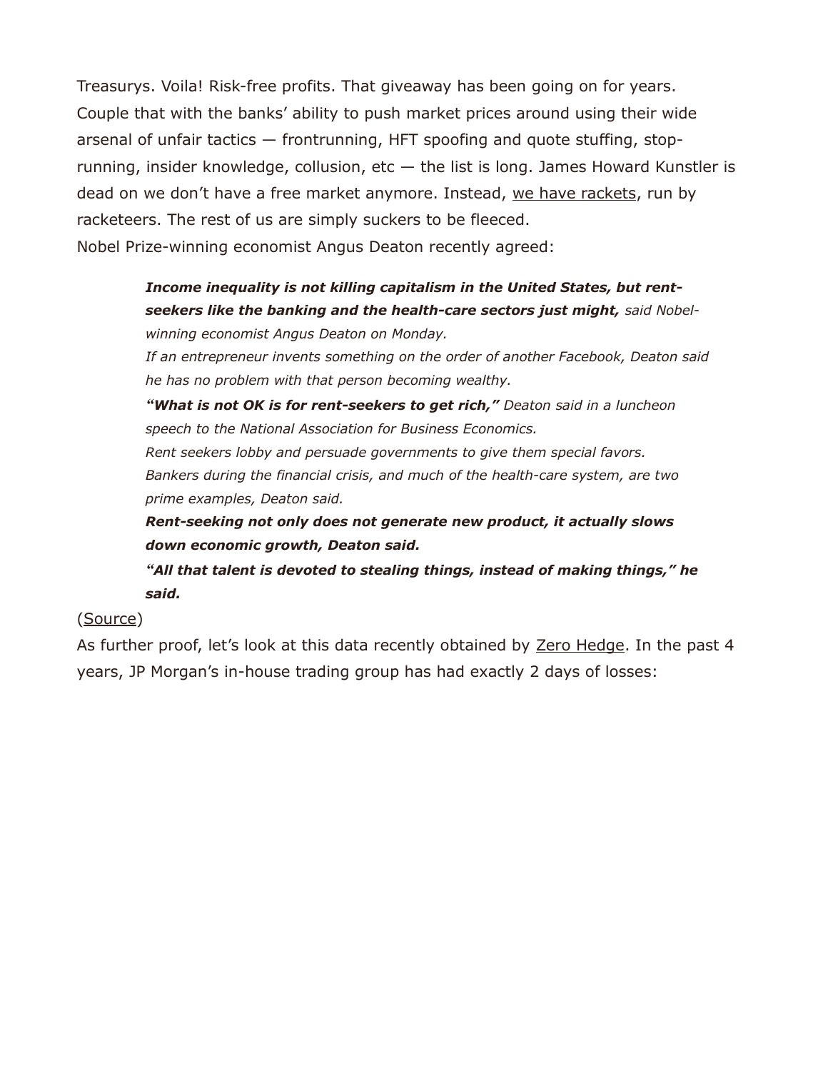Treasurys. Voila! Risk-free profits. That giveaway has been going on for years. Couple that with the banks' ability to push market prices around using their wide arsenal of unfair tactics — frontrunning, HFT spoofing and quote stuffing, stop-running, insider knowledge, collusion, etc — the list is long. James Howard Kunstler is dead on we don't have a free market anymore. Instead, we have rackets, run by racketeers. The rest of us are simply suckers to be fleeced.
Nobel Prize-winning economist Angus Deaton recently agreed:

> ***Income inequality is not killing capitalism in the United States, but rent-seekers like the banking and the health-care sectors just might,*** *said Nobel-winning economist Angus Deaton on Monday.*
> *If an entrepreneur invents something on the order of another Facebook, Deaton said he has no problem with that person becoming wealthy.*
> ***"What is not OK is for rent-seekers to get rich,"*** *Deaton said in a luncheon speech to the National Association for Business Economics.*
> *Rent seekers lobby and persuade governments to give them special favors.*
> *Bankers during the financial crisis, and much of the health-care system, are two prime examples, Deaton said.*
> ***Rent-seeking not only does not generate new product, it actually slows down economic growth, Deaton said.***
> ***"All that talent is devoted to stealing things, instead of making things," he said.***

(Source)
As further proof, let's look at this data recently obtained by Zero Hedge. In the past 4 years, JP Morgan's in-house trading group has had exactly 2 days of losses: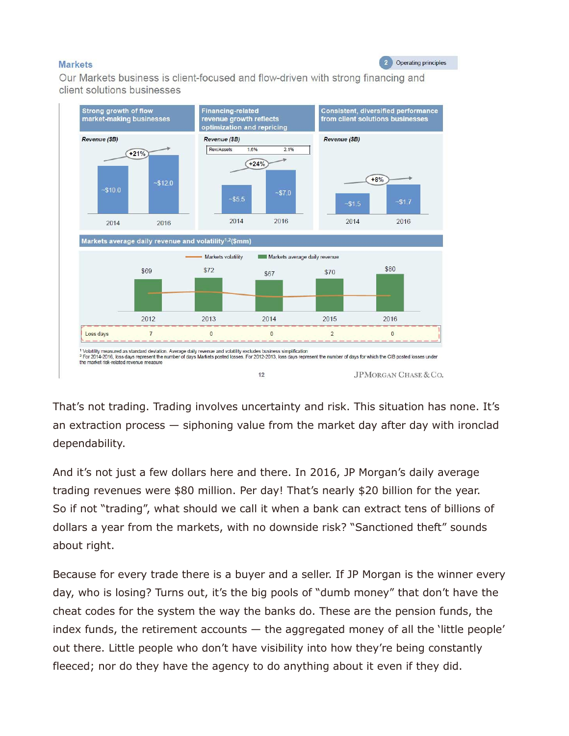**Markets**

2 Operating principles

Our Markets business is client-focused and flow-driven with strong financing and client solutions businesses

| Strong growth of flow market-making businesses | Financing-related revenue growth reflects optimization and repricing | Consistent, diversified performance from client solutions businesses |
|---|---|---|
| Revenue ($B) | Revenue ($B) | Revenue ($B) |
| 2014: ~$10.0; 2016: ~$12.0 (+21%) | Rev/Assets: 1.6% (2014), 2.1% (2016); 2014: ~$5.5; 2016: ~$7.0 (+24%) | 2014: ~$1.5; 2016: ~$1.7 (+8%) |

**Markets average daily revenue and volatility[1,2] ($mm)**

Markets volatility — Markets average daily revenue

| | 2012 | 2013 | 2014 | 2015 | 2016 |
|---|---|---|---|---|---|
| Markets average daily revenue | $69 | $72 | $67 | $70 | $80 |
| Loss days | 7 | 0 | 0 | 2 | 0 |

[1] Volatility measured as standard deviation. Average daily revenue and volatility excludes business simplification
[2] For 2014-2016, loss days represent the number of days Markets posted losses. For 2012-2013, loss days represent the number of days for which the CIB posted losses under the market risk-related revenue measure

JPMORGAN CHASE & CO.

That's not trading. Trading involves uncertainty and risk. This situation has none. It's an extraction process — siphoning value from the market day after day with ironclad dependability.

And it's not just a few dollars here and there. In 2016, JP Morgan's daily average trading revenues were $80 million. Per day! That's nearly $20 billion for the year. So if not "trading", what should we call it when a bank can extract tens of billions of dollars a year from the markets, with no downside risk? "Sanctioned theft" sounds about right.

Because for every trade there is a buyer and a seller. If JP Morgan is the winner every day, who is losing? Turns out, it's the big pools of "dumb money" that don't have the cheat codes for the system the way the banks do. These are the pension funds, the index funds, the retirement accounts — the aggregated money of all the 'little people' out there. Little people who don't have visibility into how they're being constantly fleeced; nor do they have the agency to do anything about it even if they did.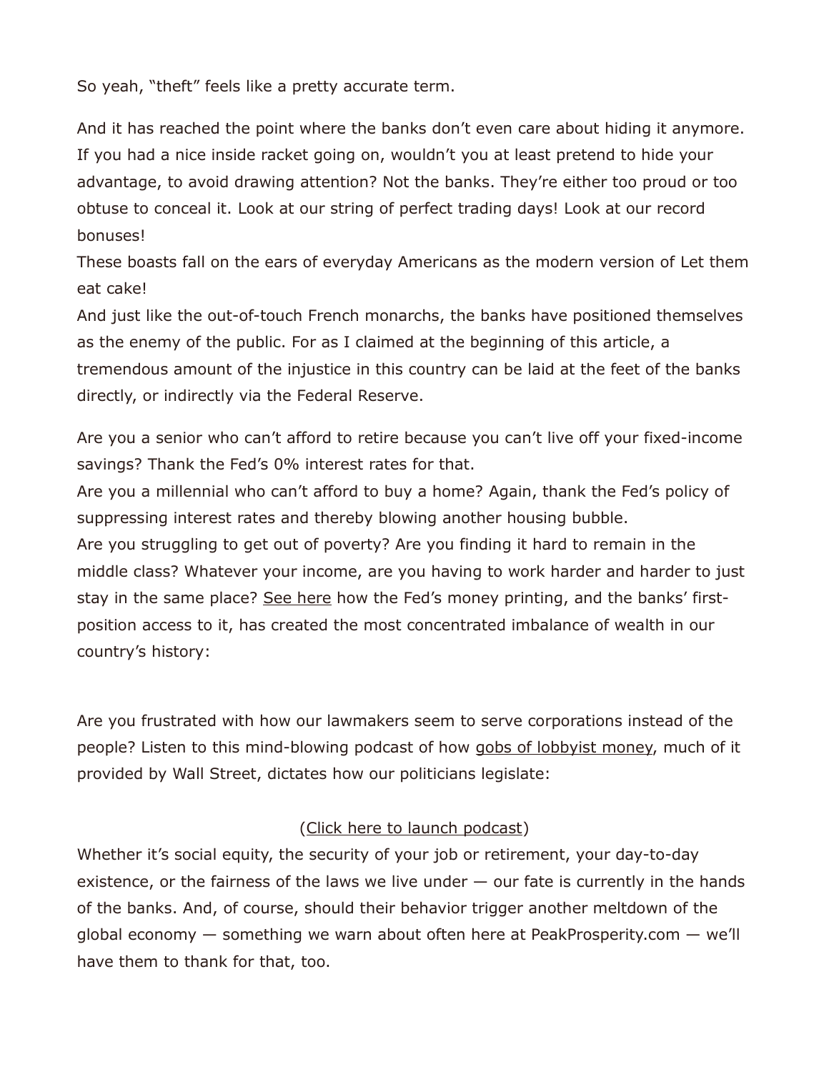So yeah, "theft" feels like a pretty accurate term.

And it has reached the point where the banks don't even care about hiding it anymore. If you had a nice inside racket going on, wouldn't you at least pretend to hide your advantage, to avoid drawing attention? Not the banks. They're either too proud or too obtuse to conceal it. Look at our string of perfect trading days! Look at our record bonuses!
These boasts fall on the ears of everyday Americans as the modern version of Let them eat cake!
And just like the out-of-touch French monarchs, the banks have positioned themselves as the enemy of the public. For as I claimed at the beginning of this article, a tremendous amount of the injustice in this country can be laid at the feet of the banks directly, or indirectly via the Federal Reserve.

Are you a senior who can't afford to retire because you can't live off your fixed-income savings? Thank the Fed's 0% interest rates for that.
Are you a millennial who can't afford to buy a home? Again, thank the Fed's policy of suppressing interest rates and thereby blowing another housing bubble.
Are you struggling to get out of poverty? Are you finding it hard to remain in the middle class? Whatever your income, are you having to work harder and harder to just stay in the same place? See here how the Fed's money printing, and the banks' first-position access to it, has created the most concentrated imbalance of wealth in our country's history:

Are you frustrated with how our lawmakers seem to serve corporations instead of the people? Listen to this mind-blowing podcast of how gobs of lobbyist money, much of it provided by Wall Street, dictates how our politicians legislate:

(Click here to launch podcast)

Whether it's social equity, the security of your job or retirement, your day-to-day existence, or the fairness of the laws we live under — our fate is currently in the hands of the banks. And, of course, should their behavior trigger another meltdown of the global economy — something we warn about often here at PeakProsperity.com — we'll have them to thank for that, too.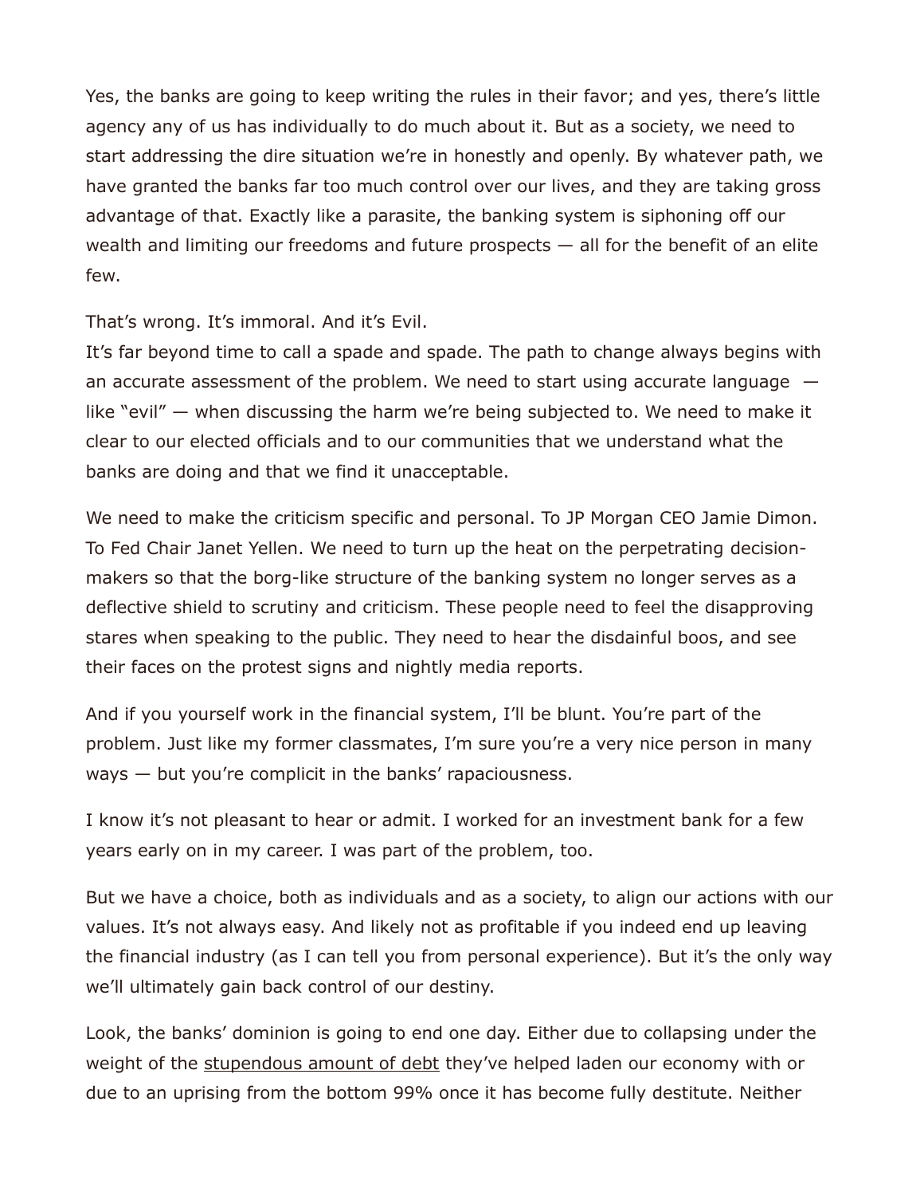Yes, the banks are going to keep writing the rules in their favor; and yes, there's little agency any of us has individually to do much about it. But as a society, we need to start addressing the dire situation we're in honestly and openly. By whatever path, we have granted the banks far too much control over our lives, and they are taking gross advantage of that. Exactly like a parasite, the banking system is siphoning off our wealth and limiting our freedoms and future prospects — all for the benefit of an elite few.

That's wrong. It's immoral. And it's Evil.
It's far beyond time to call a spade and spade. The path to change always begins with an accurate assessment of the problem. We need to start using accurate language — like "evil" — when discussing the harm we're being subjected to. We need to make it clear to our elected officials and to our communities that we understand what the banks are doing and that we find it unacceptable.

We need to make the criticism specific and personal. To JP Morgan CEO Jamie Dimon. To Fed Chair Janet Yellen. We need to turn up the heat on the perpetrating decision-makers so that the borg-like structure of the banking system no longer serves as a deflective shield to scrutiny and criticism. These people need to feel the disapproving stares when speaking to the public. They need to hear the disdainful boos, and see their faces on the protest signs and nightly media reports.

And if you yourself work in the financial system, I'll be blunt. You're part of the problem. Just like my former classmates, I'm sure you're a very nice person in many ways — but you're complicit in the banks' rapaciousness.

I know it's not pleasant to hear or admit. I worked for an investment bank for a few years early on in my career. I was part of the problem, too.

But we have a choice, both as individuals and as a society, to align our actions with our values. It's not always easy. And likely not as profitable if you indeed end up leaving the financial industry (as I can tell you from personal experience). But it's the only way we'll ultimately gain back control of our destiny.

Look, the banks' dominion is going to end one day. Either due to collapsing under the weight of the stupendous amount of debt they've helped laden our economy with or due to an uprising from the bottom 99% once it has become fully destitute. Neither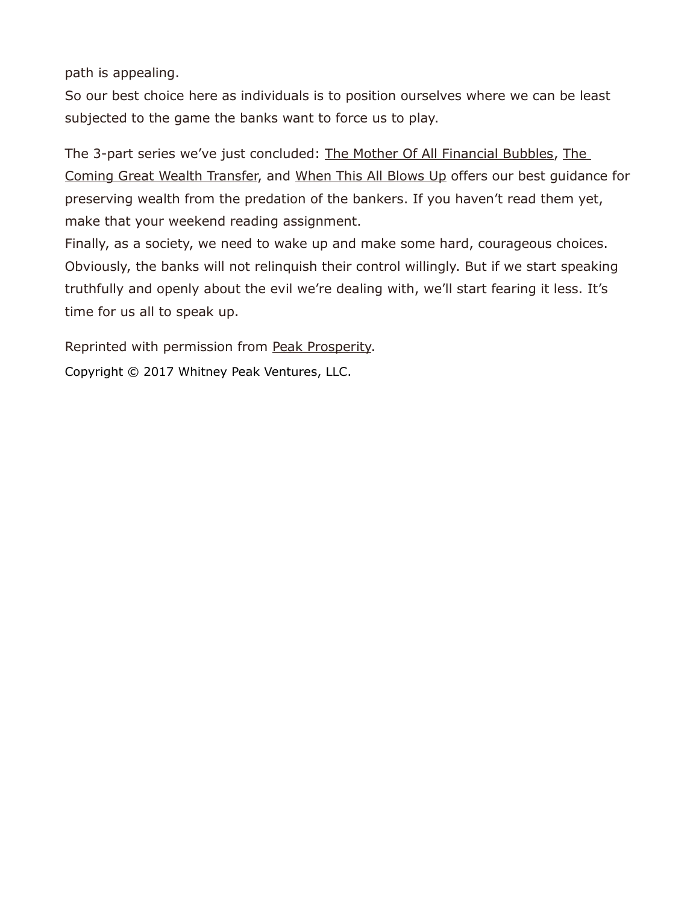path is appealing.

So our best choice here as individuals is to position ourselves where we can be least subjected to the game the banks want to force us to play.

The 3-part series we've just concluded: The Mother Of All Financial Bubbles, The Coming Great Wealth Transfer, and When This All Blows Up offers our best guidance for preserving wealth from the predation of the bankers. If you haven't read them yet, make that your weekend reading assignment.

Finally, as a society, we need to wake up and make some hard, courageous choices. Obviously, the banks will not relinquish their control willingly. But if we start speaking truthfully and openly about the evil we're dealing with, we'll start fearing it less. It's time for us all to speak up.

Reprinted with permission from Peak Prosperity.

Copyright © 2017 Whitney Peak Ventures, LLC.